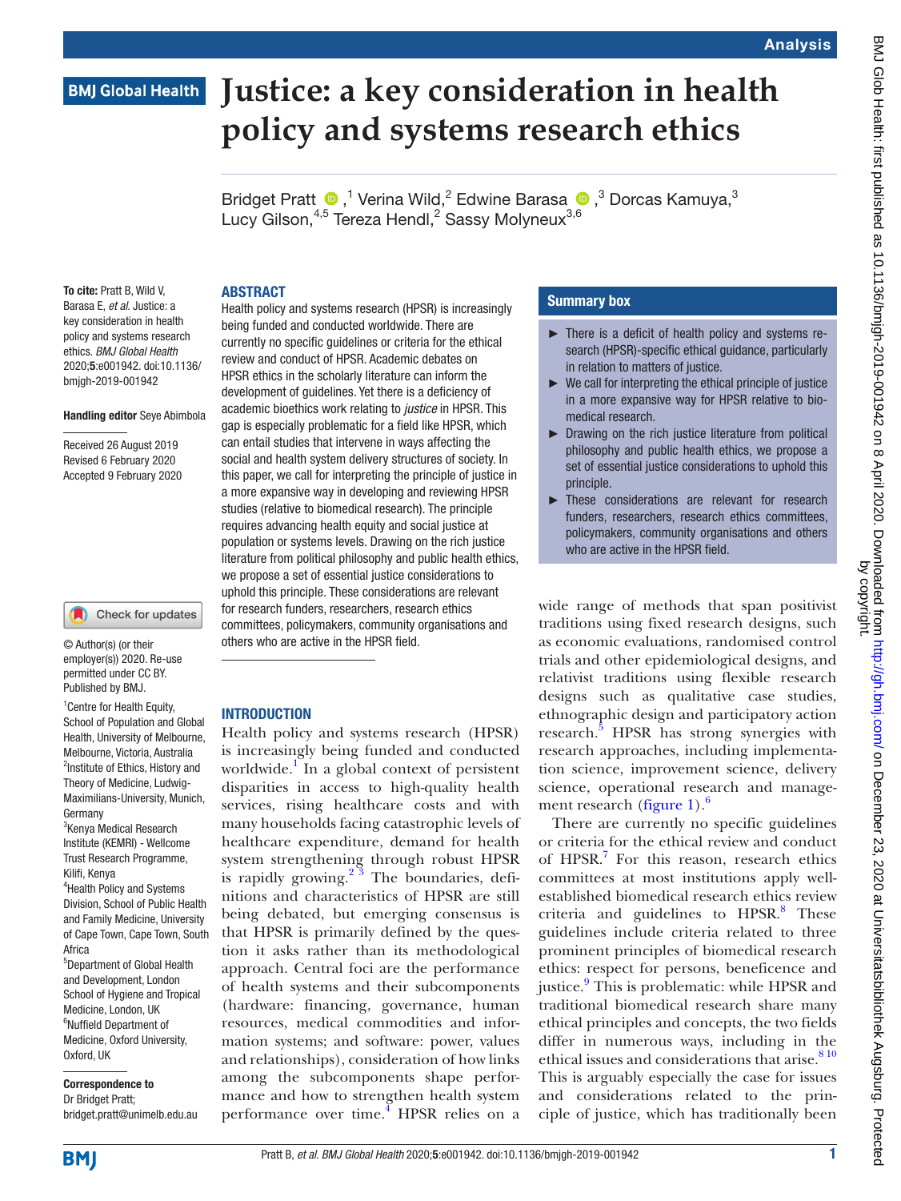# Justice: a key consideration in health policy and systems research ethics

Bridget Pratt [1], Verina Wild [2], Edwine Barasa [3], Dorcas Kamuya [3], Lucy Gilson [4,5], Tereza Hendl [2], Sassy Molyneux [3,6]

**To cite:** Pratt B, Wild V, Barasa E, *et al*. Justice: a key consideration in health policy and systems research ethics. *BMJ Global Health* 2020;**5**:e001942. doi:10.1136/bmjgh-2019-001942

**Handling editor** Seye Abimbola

Received 26 August 2019
Revised 6 February 2020
Accepted 9 February 2020

© Author(s) (or their employer(s)) 2020. Re-use permitted under CC BY. Published by BMJ.

[1] Centre for Health Equity, School of Population and Global Health, University of Melbourne, Melbourne, Victoria, Australia
[2] Institute of Ethics, History and Theory of Medicine, Ludwig-Maximilians-University, Munich, Germany
[3] Kenya Medical Research Institute (KEMRI) - Wellcome Trust Research Programme, Kilifi, Kenya
[4] Health Policy and Systems Division, School of Public Health and Family Medicine, University of Cape Town, Cape Town, South Africa
[5] Department of Global Health and Development, London School of Hygiene and Tropical Medicine, London, UK
[6] Nuffield Department of Medicine, Oxford University, Oxford, UK

**Correspondence to**
Dr Bridget Pratt;
bridget.pratt@unimelb.edu.au

## ABSTRACT

Health policy and systems research (HPSR) is increasingly being funded and conducted worldwide. There are currently no specific guidelines or criteria for the ethical review and conduct of HPSR. Academic debates on HPSR ethics in the scholarly literature can inform the development of guidelines. Yet there is a deficiency of academic bioethics work relating to *justice* in HPSR. This gap is especially problematic for a field like HPSR, which can entail studies that intervene in ways affecting the social and health system delivery structures of society. In this paper, we call for interpreting the principle of justice in a more expansive way in developing and reviewing HPSR studies (relative to biomedical research). The principle requires advancing health equity and social justice at population or systems levels. Drawing on the rich justice literature from political philosophy and public health ethics, we propose a set of essential justice considerations to uphold this principle. These considerations are relevant for research funders, researchers, research ethics committees, policymakers, community organisations and others who are active in the HPSR field.

### Summary box

- There is a deficit of health policy and systems research (HPSR)-specific ethical guidance, particularly in relation to matters of justice.
- We call for interpreting the ethical principle of justice in a more expansive way for HPSR relative to biomedical research.
- Drawing on the rich justice literature from political philosophy and public health ethics, we propose a set of essential justice considerations to uphold this principle.
- These considerations are relevant for research funders, researchers, research ethics committees, policymakers, community organisations and others who are active in the HPSR field.

## INTRODUCTION

Health policy and systems research (HPSR) is increasingly being funded and conducted worldwide.[1] In a global context of persistent disparities in access to high-quality health services, rising healthcare costs and with many households facing catastrophic levels of healthcare expenditure, demand for health system strengthening through robust HPSR is rapidly growing.[2,3] The boundaries, definitions and characteristics of HPSR are still being debated, but emerging consensus is that HPSR is primarily defined by the question it asks rather than its methodological approach. Central foci are the performance of health systems and their subcomponents (hardware: financing, governance, human resources, medical commodities and information systems; and software: power, values and relationships), consideration of how links among the subcomponents shape performance and how to strengthen health system performance over time.[4] HPSR relies on a wide range of methods that span positivist traditions using fixed research designs, such as economic evaluations, randomised control trials and other epidemiological designs, and relativist traditions using flexible research designs such as qualitative case studies, ethnographic design and participatory action research.[5] HPSR has strong synergies with research approaches, including implementation science, improvement science, delivery science, operational research and management research (figure 1).[6]

There are currently no specific guidelines or criteria for the ethical review and conduct of HPSR.[7] For this reason, research ethics committees at most institutions apply well-established biomedical research ethics review criteria and guidelines to HPSR.[8] These guidelines include criteria related to three prominent principles of biomedical research ethics: respect for persons, beneficence and justice.[9] This is problematic: while HPSR and traditional biomedical research share many ethical principles and concepts, the two fields differ in numerous ways, including in the ethical issues and considerations that arise.[8,10] This is arguably especially the case for issues and considerations related to the principle of justice, which has traditionally been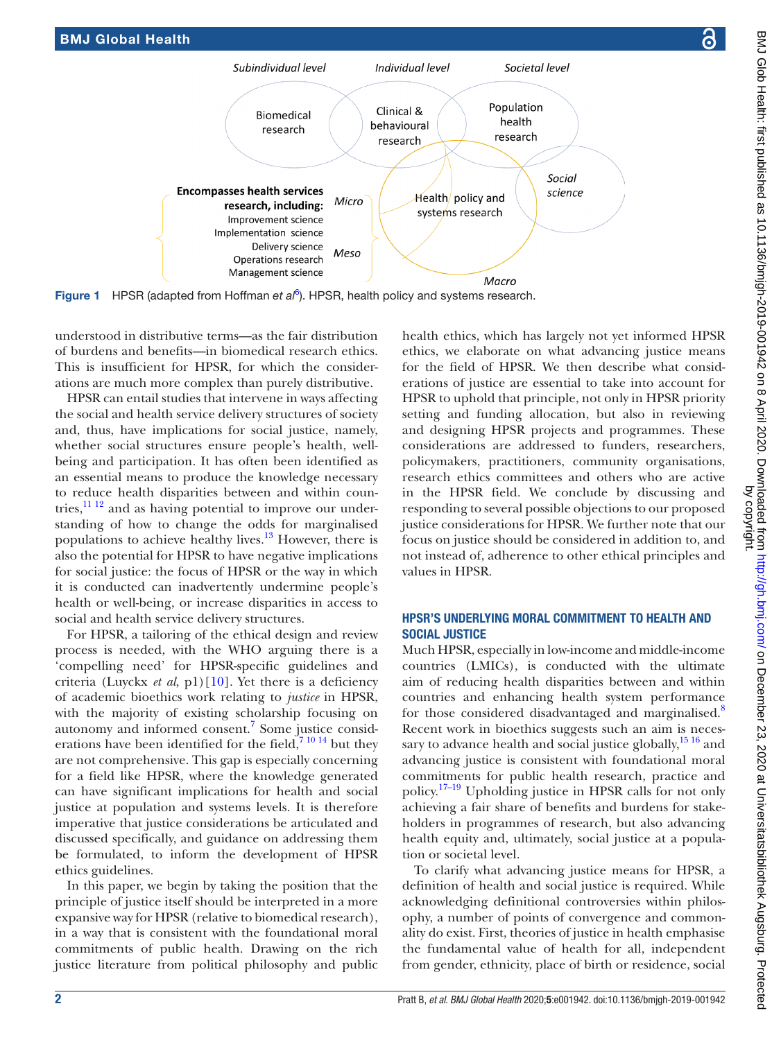Subindividual level

Individual level

Societal level

Biomedical research

Clinical & behavioural research

Population health research

Social science

Health policy and systems research

**Encompasses health services research, including:**
Improvement science
Implementation science
Delivery science
Operations research
Management science

Micro

Meso

Macro

**Figure 1** HPSR (adapted from Hoffman *et al*[6]). HPSR, health policy and systems research.

understood in distributive terms—as the fair distribution of burdens and benefits—in biomedical research ethics. This is insufficient for HPSR, for which the considerations are much more complex than purely distributive.

HPSR can entail studies that intervene in ways affecting the social and health service delivery structures of society and, thus, have implications for social justice, namely, whether social structures ensure people's health, well-being and participation. It has often been identified as an essential means to produce the knowledge necessary to reduce health disparities between and within countries,[11 12] and as having potential to improve our understanding of how to change the odds for marginalised populations to achieve healthy lives.[13] However, there is also the potential for HPSR to have negative implications for social justice: the focus of HPSR or the way in which it is conducted can inadvertently undermine people's health or well-being, or increase disparities in access to social and health service delivery structures.

For HPSR, a tailoring of the ethical design and review process is needed, with the WHO arguing there is a 'compelling need' for HPSR-specific guidelines and criteria (Luyckx *et al*, p1)[10]. Yet there is a deficiency of academic bioethics work relating to *justice* in HPSR, with the majority of existing scholarship focusing on autonomy and informed consent.[7] Some justice considerations have been identified for the field,[7 10 14] but they are not comprehensive. This gap is especially concerning for a field like HPSR, where the knowledge generated can have significant implications for health and social justice at population and systems levels. It is therefore imperative that justice considerations be articulated and discussed specifically, and guidance on addressing them be formulated, to inform the development of HPSR ethics guidelines.

In this paper, we begin by taking the position that the principle of justice itself should be interpreted in a more expansive way for HPSR (relative to biomedical research), in a way that is consistent with the foundational moral commitments of public health. Drawing on the rich justice literature from political philosophy and public health ethics, which has largely not yet informed HPSR ethics, we elaborate on what advancing justice means for the field of HPSR. We then describe what considerations of justice are essential to take into account for HPSR to uphold that principle, not only in HPSR priority setting and funding allocation, but also in reviewing and designing HPSR projects and programmes. These considerations are addressed to funders, researchers, policymakers, practitioners, community organisations, research ethics committees and others who are active in the HPSR field. We conclude by discussing and responding to several possible objections to our proposed justice considerations for HPSR. We further note that our focus on justice should be considered in addition to, and not instead of, adherence to other ethical principles and values in HPSR.

## HPSR'S UNDERLYING MORAL COMMITMENT TO HEALTH AND SOCIAL JUSTICE

Much HPSR, especially in low-income and middle-income countries (LMICs), is conducted with the ultimate aim of reducing health disparities between and within countries and enhancing health system performance for those considered disadvantaged and marginalised.[8] Recent work in bioethics suggests such an aim is necessary to advance health and social justice globally,[15 16] and advancing justice is consistent with foundational moral commitments for public health research, practice and policy.[17–19] Upholding justice in HPSR calls for not only achieving a fair share of benefits and burdens for stakeholders in programmes of research, but also advancing health equity and, ultimately, social justice at a population or societal level.

To clarify what advancing justice means for HPSR, a definition of health and social justice is required. While acknowledging definitional controversies within philosophy, a number of points of convergence and commonality do exist. First, theories of justice in health emphasise the fundamental value of health for all, independent from gender, ethnicity, place of birth or residence, social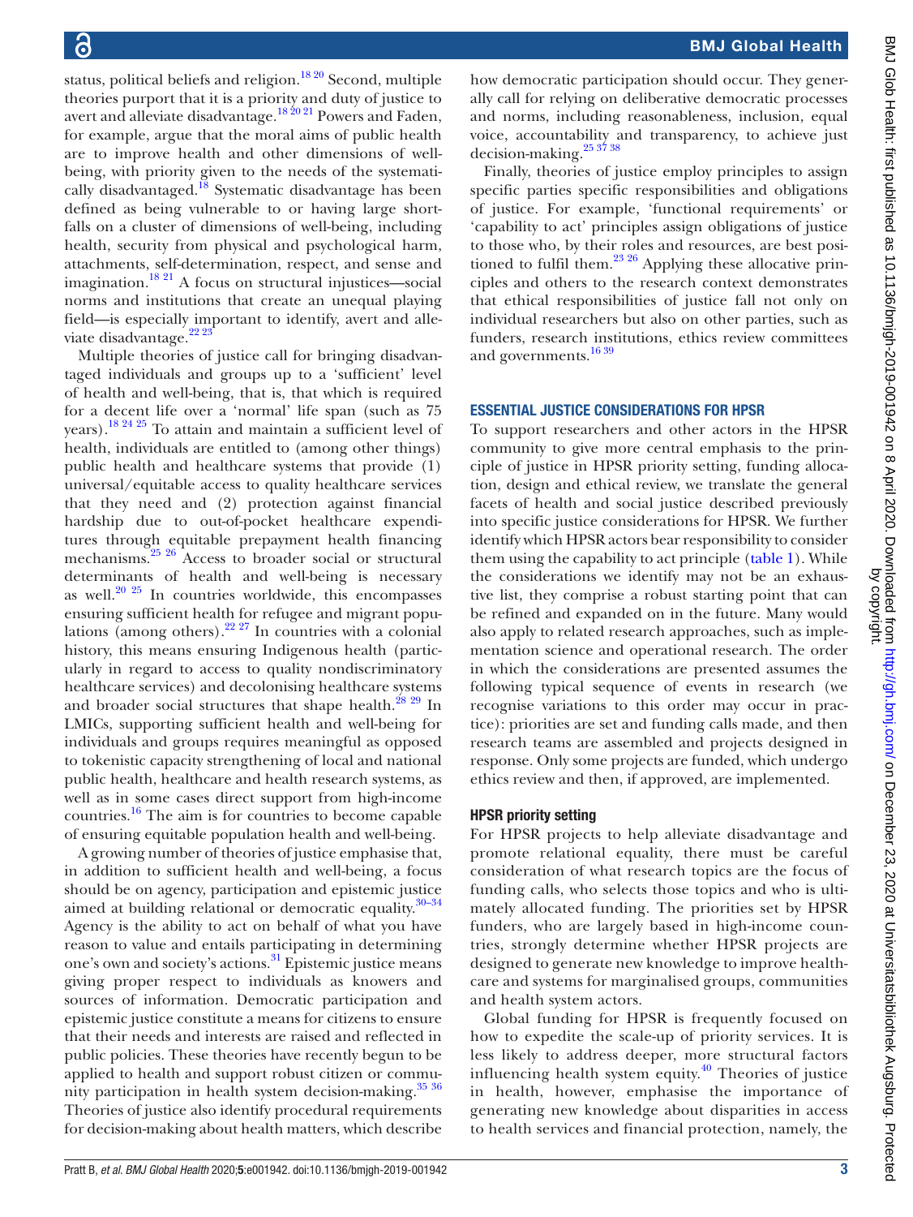status, political beliefs and religion.[18 20] Second, multiple theories purport that it is a priority and duty of justice to avert and alleviate disadvantage.[18 20 21] Powers and Faden, for example, argue that the moral aims of public health are to improve health and other dimensions of well-being, with priority given to the needs of the systematically disadvantaged.[18] Systematic disadvantage has been defined as being vulnerable to or having large shortfalls on a cluster of dimensions of well-being, including health, security from physical and psychological harm, attachments, self-determination, respect, and sense and imagination.[18 21] A focus on structural injustices—social norms and institutions that create an unequal playing field—is especially important to identify, avert and alleviate disadvantage.[22 23]

Multiple theories of justice call for bringing disadvantaged individuals and groups up to a 'sufficient' level of health and well-being, that is, that which is required for a decent life over a 'normal' life span (such as 75 years).[18 24 25] To attain and maintain a sufficient level of health, individuals are entitled to (among other things) public health and healthcare systems that provide (1) universal/equitable access to quality healthcare services that they need and (2) protection against financial hardship due to out-of-pocket healthcare expenditures through equitable prepayment health financing mechanisms.[25 26] Access to broader social or structural determinants of health and well-being is necessary as well.[20 25] In countries worldwide, this encompasses ensuring sufficient health for refugee and migrant populations (among others).[22 27] In countries with a colonial history, this means ensuring Indigenous health (particularly in regard to access to quality nondiscriminatory healthcare services) and decolonising healthcare systems and broader social structures that shape health.[28 29] In LMICs, supporting sufficient health and well-being for individuals and groups requires meaningful as opposed to tokenistic capacity strengthening of local and national public health, healthcare and health research systems, as well as in some cases direct support from high-income countries.[16] The aim is for countries to become capable of ensuring equitable population health and well-being.

A growing number of theories of justice emphasise that, in addition to sufficient health and well-being, a focus should be on agency, participation and epistemic justice aimed at building relational or democratic equality.[30–34] Agency is the ability to act on behalf of what you have reason to value and entails participating in determining one's own and society's actions.[31] Epistemic justice means giving proper respect to individuals as knowers and sources of information. Democratic participation and epistemic justice constitute a means for citizens to ensure that their needs and interests are raised and reflected in public policies. These theories have recently begun to be applied to health and support robust citizen or community participation in health system decision-making.[35 36] Theories of justice also identify procedural requirements for decision-making about health matters, which describe how democratic participation should occur. They generally call for relying on deliberative democratic processes and norms, including reasonableness, inclusion, equal voice, accountability and transparency, to achieve just decision-making.[25 37 38]

Finally, theories of justice employ principles to assign specific parties specific responsibilities and obligations of justice. For example, 'functional requirements' or 'capability to act' principles assign obligations of justice to those who, by their roles and resources, are best positioned to fulfil them.[23 26] Applying these allocative principles and others to the research context demonstrates that ethical responsibilities of justice fall not only on individual researchers but also on other parties, such as funders, research institutions, ethics review committees and governments.[16 39]

## ESSENTIAL JUSTICE CONSIDERATIONS FOR HPSR

To support researchers and other actors in the HPSR community to give more central emphasis to the principle of justice in HPSR priority setting, funding allocation, design and ethical review, we translate the general facets of health and social justice described previously into specific justice considerations for HPSR. We further identify which HPSR actors bear responsibility to consider them using the capability to act principle (table 1). While the considerations we identify may not be an exhaustive list, they comprise a robust starting point that can be refined and expanded on in the future. Many would also apply to related research approaches, such as implementation science and operational research. The order in which the considerations are presented assumes the following typical sequence of events in research (we recognise variations to this order may occur in practice): priorities are set and funding calls made, and then research teams are assembled and projects designed in response. Only some projects are funded, which undergo ethics review and then, if approved, are implemented.

### HPSR priority setting

For HPSR projects to help alleviate disadvantage and promote relational equality, there must be careful consideration of what research topics are the focus of funding calls, who selects those topics and who is ultimately allocated funding. The priorities set by HPSR funders, who are largely based in high-income countries, strongly determine whether HPSR projects are designed to generate new knowledge to improve healthcare and systems for marginalised groups, communities and health system actors.

Global funding for HPSR is frequently focused on how to expedite the scale-up of priority services. It is less likely to address deeper, more structural factors influencing health system equity.[40] Theories of justice in health, however, emphasise the importance of generating new knowledge about disparities in access to health services and financial protection, namely, the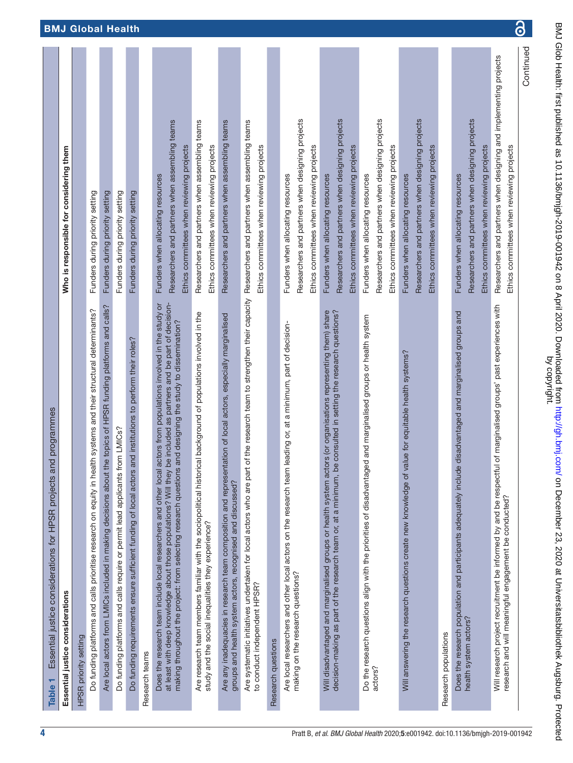**Table 1** Essential justice considerations for HPSR projects and programmes

| Essential justice considerations | Who is responsible for considering them |
|---|---|
| **HPSR priority setting** | |
| Do funding platforms and calls prioritise research on equity in health systems and their structural determinants? | Funders during priority setting |
| Are local actors from LMICs included in making decisions about the topics of HPSR funding platforms and calls? | Funders during priority setting |
| Do funding platforms and calls require or permit lead applicants from LMICs? | Funders during priority setting |
| Do funding requirements ensure sufficient funding of local actors and institutions to perform their roles? | Funders during priority setting |
| **Research teams** | |
| Does the research team include local researchers and other local actors from populations involved in the study or at least with deep knowledge about those populations? Will they be included as partners and be part of decision-making throughout the project: from selecting research questions and designing the study to dissemination? | Funders when allocating resources<br>Researchers and partners when assembling teams<br>Ethics committees when reviewing projects |
| Are research team members familiar with the sociopolitical historical background of populations involved in the study and the social inequalities they experience? | Researchers and partners when assembling teams<br>Ethics committees when reviewing projects |
| Are any inadequacies in research team composition and representation of local actors, especially marginalised groups and health system actors, recognised and discussed? | Researchers and partners when assembling teams |
| Are systematic initiatives undertaken for local actors who are part of the research team to strengthen their capacity to conduct independent HPSR? | Researchers and partners when assembling teams<br>Ethics committees when reviewing projects |
| **Research questions** | |
| Are local researchers and other local actors on the research team leading or, at a minimum, part of decision-making on the research questions? | Funders when allocating resources<br>Researchers and partners when designing projects<br>Ethics committees when reviewing projects |
| Will disadvantaged and marginalised groups or health system actors (or organisations representing them) share decision-making as part of the research team or, at a minimum, be consulted in setting the research questions? | Funders when allocating resources<br>Researchers and partners when designing projects<br>Ethics committees when reviewing projects |
| Do the research questions align with the priorities of disadvantaged and marginalised groups or health system actors? | Funders when allocating resources<br>Researchers and partners when designing projects<br>Ethics committees when reviewing projects |
| Will answering the research questions create new knowledge of value for equitable health systems? | Funders when allocating resources<br>Researchers and partners when designing projects<br>Ethics committees when reviewing projects |
| **Research populations** | |
| Does the research population and participants adequately include disadvantaged and marginalised groups and health system actors? | Funders when allocating resources<br>Researchers and partners when designing projects<br>Ethics committees when reviewing projects |
| Will research project recruitment be informed by and be respectful of marginalised groups' past experiences with research and will meaningful engagement be conducted? | Researchers and partners when designing and implementing projects<br>Ethics committees when reviewing projects |

Continued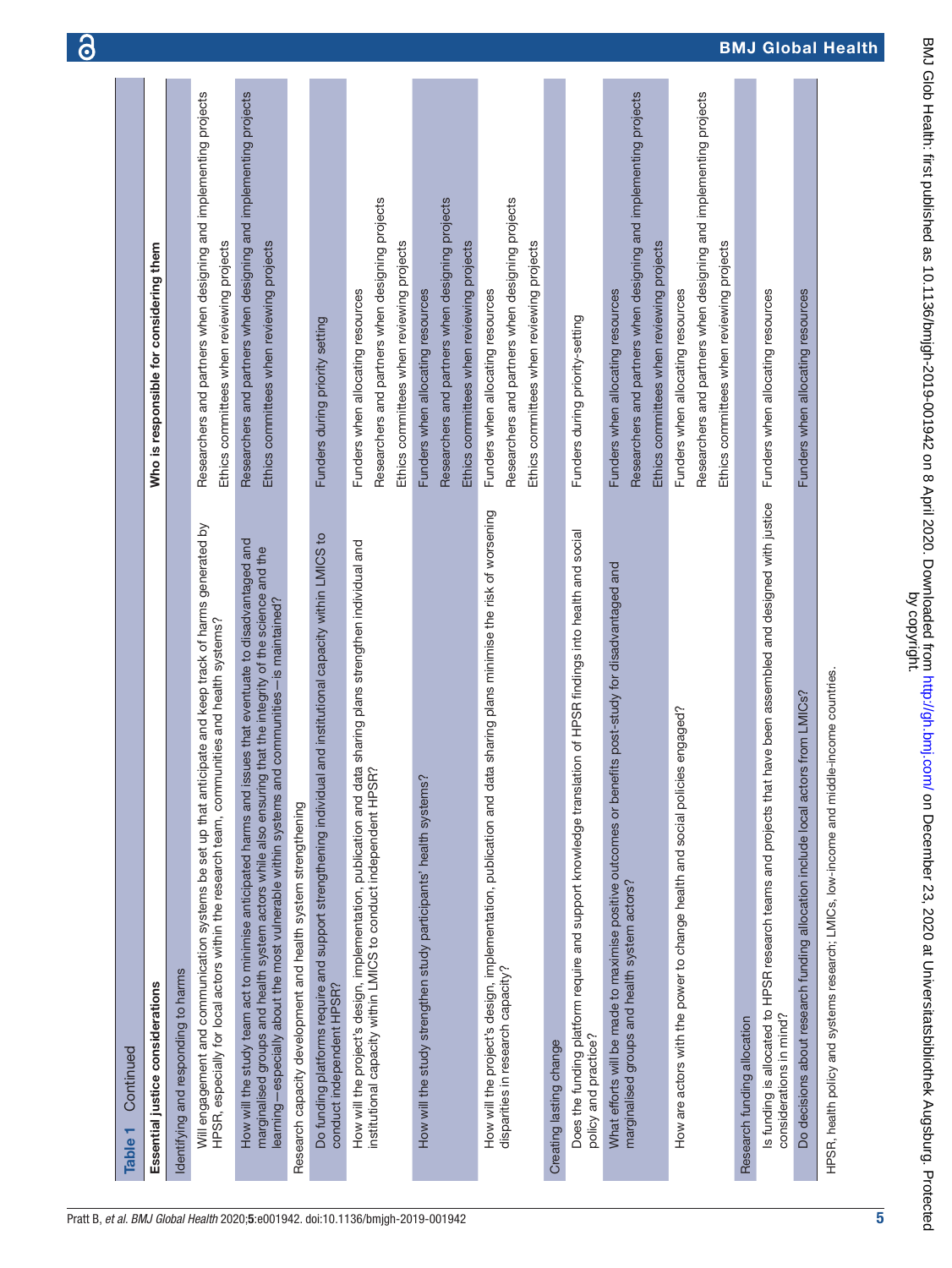**Table 1** Continued

| Essential justice considerations | Who is responsible for considering them |
|---|---|
| **Identifying and responding to harms** | |
| Will engagement and communication systems be set up that anticipate and keep track of harms generated by HPSR, especially for local actors within the research team, communities and health systems? | Researchers and partners when designing and implementing projects<br>Ethics committees when reviewing projects |
| How will the study team act to minimise anticipated harms and issues that eventuate to disadvantaged and marginalised groups and health system actors while also ensuring that the integrity of the science and the learning—especially about the most vulnerable within systems and communities—is maintained? | Researchers and partners when designing and implementing projects<br>Ethics committees when reviewing projects |
| **Research capacity development and health system strengthening** | |
| Do funding platforms require and support strengthening individual and institutional capacity within LMICS to conduct independent HPSR? | Funders during priority setting |
| How will the project's design, implementation, publication and data sharing plans strengthen individual and institutional capacity within LMICS to conduct independent HPSR? | Funders when allocating resources<br>Researchers and partners when designing projects<br>Ethics committees when reviewing projects |
| How will the study strengthen study participants' health systems? | Funders when allocating resources<br>Researchers and partners when designing projects<br>Ethics committees when reviewing projects |
| How will the project's design, implementation, publication and data sharing plans minimise the risk of worsening disparities in research capacity? | Funders when allocating resources<br>Researchers and partners when designing projects<br>Ethics committees when reviewing projects |
| **Creating lasting change** | |
| Does the funding platform require and support knowledge translation of HPSR findings into health and social policy and practice? | Funders during priority-setting |
| What efforts will be made to maximise positive outcomes or benefits post-study for disadvantaged and marginalised groups and health system actors? | Funders when allocating resources<br>Researchers and partners when designing and implementing projects<br>Ethics committees when reviewing projects |
| How are actors with the power to change health and social policies engaged? | Funders when allocating resources<br>Researchers and partners when designing and implementing projects<br>Ethics committees when reviewing projects |
| **Research funding allocation** | |
| Is funding is allocated to HPSR research teams and projects that have been assembled and designed with justice considerations in mind? | Funders when allocating resources |
| Do decisions about research funding allocation include local actors from LMICs? | Funders when allocating resources |

HPSR, health policy and systems research; LMICs, low-income and middle-income countries.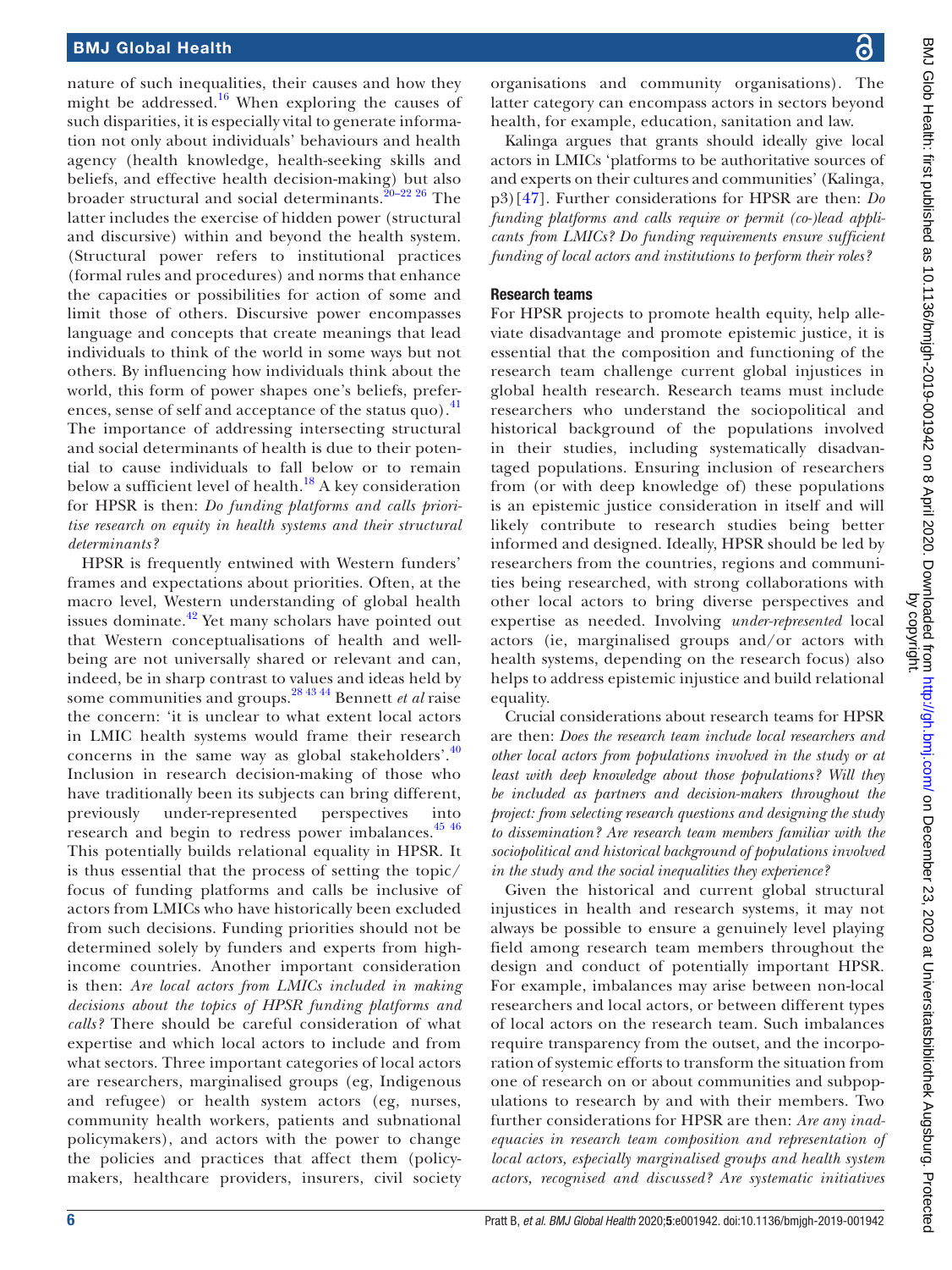nature of such inequalities, their causes and how they might be addressed.[16] When exploring the causes of such disparities, it is especially vital to generate information not only about individuals' behaviours and health agency (health knowledge, health-seeking skills and beliefs, and effective health decision-making) but also broader structural and social determinants.[20–22 26] The latter includes the exercise of hidden power (structural and discursive) within and beyond the health system. (Structural power refers to institutional practices (formal rules and procedures) and norms that enhance the capacities or possibilities for action of some and limit those of others. Discursive power encompasses language and concepts that create meanings that lead individuals to think of the world in some ways but not others. By influencing how individuals think about the world, this form of power shapes one's beliefs, preferences, sense of self and acceptance of the status quo).[41] The importance of addressing intersecting structural and social determinants of health is due to their potential to cause individuals to fall below or to remain below a sufficient level of health.[18] A key consideration for HPSR is then: *Do funding platforms and calls prioritise research on equity in health systems and their structural determinants?*

HPSR is frequently entwined with Western funders' frames and expectations about priorities. Often, at the macro level, Western understanding of global health issues dominate.[42] Yet many scholars have pointed out that Western conceptualisations of health and well-being are not universally shared or relevant and can, indeed, be in sharp contrast to values and ideas held by some communities and groups.[28 43 44] Bennett *et al* raise the concern: 'it is unclear to what extent local actors in LMIC health systems would frame their research concerns in the same way as global stakeholders'.[40] Inclusion in research decision-making of those who have traditionally been its subjects can bring different, previously under-represented perspectives into research and begin to redress power imbalances.[45 46] This potentially builds relational equality in HPSR. It is thus essential that the process of setting the topic/focus of funding platforms and calls be inclusive of actors from LMICs who have historically been excluded from such decisions. Funding priorities should not be determined solely by funders and experts from high-income countries. Another important consideration is then: *Are local actors from LMICs included in making decisions about the topics of HPSR funding platforms and calls?* There should be careful consideration of what expertise and which local actors to include and from what sectors. Three important categories of local actors are researchers, marginalised groups (eg, Indigenous and refugee) or health system actors (eg, nurses, community health workers, patients and subnational policymakers), and actors with the power to change the policies and practices that affect them (policymakers, healthcare providers, insurers, civil society organisations and community organisations). The latter category can encompass actors in sectors beyond health, for example, education, sanitation and law.

Kalinga argues that grants should ideally give local actors in LMICs 'platforms to be authoritative sources of and experts on their cultures and communities' (Kalinga, p3)[47]. Further considerations for HPSR are then: *Do funding platforms and calls require or permit (co-)lead applicants from LMICs? Do funding requirements ensure sufficient funding of local actors and institutions to perform their roles?*

## Research teams

For HPSR projects to promote health equity, help alleviate disadvantage and promote epistemic justice, it is essential that the composition and functioning of the research team challenge current global injustices in global health research. Research teams must include researchers who understand the sociopolitical and historical background of the populations involved in their studies, including systematically disadvantaged populations. Ensuring inclusion of researchers from (or with deep knowledge of) these populations is an epistemic justice consideration in itself and will likely contribute to research studies being better informed and designed. Ideally, HPSR should be led by researchers from the countries, regions and communities being researched, with strong collaborations with other local actors to bring diverse perspectives and expertise as needed. Involving *under-represented* local actors (ie, marginalised groups and/or actors with health systems, depending on the research focus) also helps to address epistemic injustice and build relational equality.

Crucial considerations about research teams for HPSR are then: *Does the research team include local researchers and other local actors from populations involved in the study or at least with deep knowledge about those populations? Will they be included as partners and decision-makers throughout the project: from selecting research questions and designing the study to dissemination? Are research team members familiar with the sociopolitical and historical background of populations involved in the study and the social inequalities they experience?*

Given the historical and current global structural injustices in health and research systems, it may not always be possible to ensure a genuinely level playing field among research team members throughout the design and conduct of potentially important HPSR. For example, imbalances may arise between non-local researchers and local actors, or between different types of local actors on the research team. Such imbalances require transparency from the outset, and the incorporation of systemic efforts to transform the situation from one of research on or about communities and subpopulations to research by and with their members. Two further considerations for HPSR are then: *Are any inadequacies in research team composition and representation of local actors, especially marginalised groups and health system actors, recognised and discussed? Are systematic initiatives*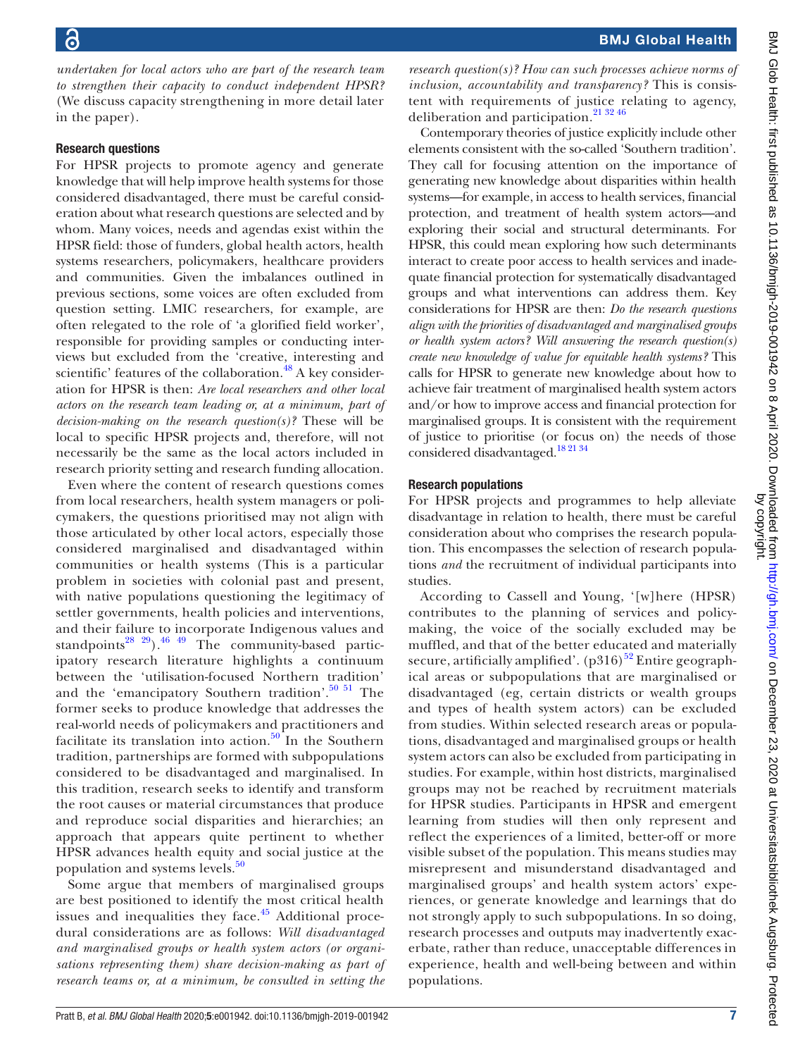*undertaken for local actors who are part of the research team to strengthen their capacity to conduct independent HPSR?* (We discuss capacity strengthening in more detail later in the paper).

### Research questions

For HPSR projects to promote agency and generate knowledge that will help improve health systems for those considered disadvantaged, there must be careful consideration about what research questions are selected and by whom. Many voices, needs and agendas exist within the HPSR field: those of funders, global health actors, health systems researchers, policymakers, healthcare providers and communities. Given the imbalances outlined in previous sections, some voices are often excluded from question setting. LMIC researchers, for example, are often relegated to the role of 'a glorified field worker', responsible for providing samples or conducting interviews but excluded from the 'creative, interesting and scientific' features of the collaboration.[48] A key consideration for HPSR is then: *Are local researchers and other local actors on the research team leading or, at a minimum, part of decision-making on the research question(s)?* These will be local to specific HPSR projects and, therefore, will not necessarily be the same as the local actors included in research priority setting and research funding allocation.

Even where the content of research questions comes from local researchers, health system managers or policymakers, the questions prioritised may not align with those articulated by other local actors, especially those considered marginalised and disadvantaged within communities or health systems (This is a particular problem in societies with colonial past and present, with native populations questioning the legitimacy of settler governments, health policies and interventions, and their failure to incorporate Indigenous values and standpoints[28 29]).[46 49] The community-based participatory research literature highlights a continuum between the 'utilisation-focused Northern tradition' and the 'emancipatory Southern tradition'.[50 51] The former seeks to produce knowledge that addresses the real-world needs of policymakers and practitioners and facilitate its translation into action.[50] In the Southern tradition, partnerships are formed with subpopulations considered to be disadvantaged and marginalised. In this tradition, research seeks to identify and transform the root causes or material circumstances that produce and reproduce social disparities and hierarchies; an approach that appears quite pertinent to whether HPSR advances health equity and social justice at the population and systems levels.[50]

Some argue that members of marginalised groups are best positioned to identify the most critical health issues and inequalities they face.[45] Additional procedural considerations are as follows: *Will disadvantaged and marginalised groups or health system actors (or organisations representing them) share decision-making as part of research teams or, at a minimum, be consulted in setting the research question(s)? How can such processes achieve norms of inclusion, accountability and transparency?* This is consistent with requirements of justice relating to agency, deliberation and participation.[21 32 46]

Contemporary theories of justice explicitly include other elements consistent with the so-called 'Southern tradition'. They call for focusing attention on the importance of generating new knowledge about disparities within health systems—for example, in access to health services, financial protection, and treatment of health system actors—and exploring their social and structural determinants. For HPSR, this could mean exploring how such determinants interact to create poor access to health services and inadequate financial protection for systematically disadvantaged groups and what interventions can address them. Key considerations for HPSR are then: *Do the research questions align with the priorities of disadvantaged and marginalised groups or health system actors? Will answering the research question(s) create new knowledge of value for equitable health systems?* This calls for HPSR to generate new knowledge about how to achieve fair treatment of marginalised health system actors and/or how to improve access and financial protection for marginalised groups. It is consistent with the requirement of justice to prioritise (or focus on) the needs of those considered disadvantaged.[18 21 34]

### Research populations

For HPSR projects and programmes to help alleviate disadvantage in relation to health, there must be careful consideration about who comprises the research population. This encompasses the selection of research populations *and* the recruitment of individual participants into studies.

According to Cassell and Young, '[w]here (HPSR) contributes to the planning of services and policy-making, the voice of the socially excluded may be muffled, and that of the better educated and materially secure, artificially amplified'. (p316)[52] Entire geographical areas or subpopulations that are marginalised or disadvantaged (eg, certain districts or wealth groups and types of health system actors) can be excluded from studies. Within selected research areas or populations, disadvantaged and marginalised groups or health system actors can also be excluded from participating in studies. For example, within host districts, marginalised groups may not be reached by recruitment materials for HPSR studies. Participants in HPSR and emergent learning from studies will then only represent and reflect the experiences of a limited, better-off or more visible subset of the population. This means studies may misrepresent and misunderstand disadvantaged and marginalised groups' and health system actors' experiences, or generate knowledge and learnings that do not strongly apply to such subpopulations. In so doing, research processes and outputs may inadvertently exacerbate, rather than reduce, unacceptable differences in experience, health and well-being between and within populations.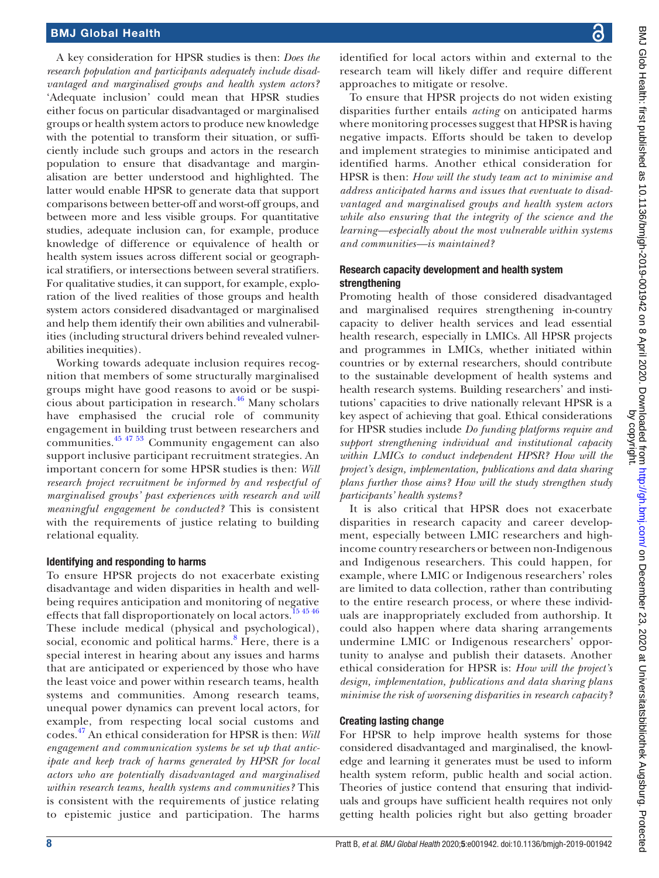A key consideration for HPSR studies is then: *Does the research population and participants adequately include disadvantaged and marginalised groups and health system actors?* 'Adequate inclusion' could mean that HPSR studies either focus on particular disadvantaged or marginalised groups or health system actors to produce new knowledge with the potential to transform their situation, or sufficiently include such groups and actors in the research population to ensure that disadvantage and marginalisation are better understood and highlighted. The latter would enable HPSR to generate data that support comparisons between better-off and worst-off groups, and between more and less visible groups. For quantitative studies, adequate inclusion can, for example, produce knowledge of difference or equivalence of health or health system issues across different social or geographical stratifiers, or intersections between several stratifiers. For qualitative studies, it can support, for example, exploration of the lived realities of those groups and health system actors considered disadvantaged or marginalised and help them identify their own abilities and vulnerabilities (including structural drivers behind revealed vulnerabilities inequities).

Working towards adequate inclusion requires recognition that members of some structurally marginalised groups might have good reasons to avoid or be suspicious about participation in research.[46] Many scholars have emphasised the crucial role of community engagement in building trust between researchers and communities.[45 47 53] Community engagement can also support inclusive participant recruitment strategies. An important concern for some HPSR studies is then: *Will research project recruitment be informed by and respectful of marginalised groups' past experiences with research and will meaningful engagement be conducted?* This is consistent with the requirements of justice relating to building relational equality.

### Identifying and responding to harms

To ensure HPSR projects do not exacerbate existing disadvantage and widen disparities in health and well-being requires anticipation and monitoring of negative effects that fall disproportionately on local actors.[15 45 46] These include medical (physical and psychological), social, economic and political harms.[8] Here, there is a special interest in hearing about any issues and harms that are anticipated or experienced by those who have the least voice and power within research teams, health systems and communities. Among research teams, unequal power dynamics can prevent local actors, for example, from respecting local social customs and codes.[47] An ethical consideration for HPSR is then: *Will engagement and communication systems be set up that anticipate and keep track of harms generated by HPSR for local actors who are potentially disadvantaged and marginalised within research teams, health systems and communities?* This is consistent with the requirements of justice relating to epistemic justice and participation. The harms identified for local actors within and external to the research team will likely differ and require different approaches to mitigate or resolve.

To ensure that HPSR projects do not widen existing disparities further entails *acting* on anticipated harms where monitoring processes suggest that HPSR is having negative impacts. Efforts should be taken to develop and implement strategies to minimise anticipated and identified harms. Another ethical consideration for HPSR is then: *How will the study team act to minimise and address anticipated harms and issues that eventuate to disadvantaged and marginalised groups and health system actors while also ensuring that the integrity of the science and the learning—especially about the most vulnerable within systems and communities—is maintained?*

### Research capacity development and health system strengthening

Promoting health of those considered disadvantaged and marginalised requires strengthening in-country capacity to deliver health services and lead essential health research, especially in LMICs. All HPSR projects and programmes in LMICs, whether initiated within countries or by external researchers, should contribute to the sustainable development of health systems and health research systems. Building researchers' and institutions' capacities to drive nationally relevant HPSR is a key aspect of achieving that goal. Ethical considerations for HPSR studies include *Do funding platforms require and support strengthening individual and institutional capacity within LMICs to conduct independent HPSR? How will the project's design, implementation, publications and data sharing plans further those aims? How will the study strengthen study participants' health systems?*

It is also critical that HPSR does not exacerbate disparities in research capacity and career development, especially between LMIC researchers and high-income country researchers or between non-Indigenous and Indigenous researchers. This could happen, for example, where LMIC or Indigenous researchers' roles are limited to data collection, rather than contributing to the entire research process, or where these individuals are inappropriately excluded from authorship. It could also happen where data sharing arrangements undermine LMIC or Indigenous researchers' opportunity to analyse and publish their datasets. Another ethical consideration for HPSR is: *How will the project's design, implementation, publications and data sharing plans minimise the risk of worsening disparities in research capacity?*

### Creating lasting change

For HPSR to help improve health systems for those considered disadvantaged and marginalised, the knowledge and learning it generates must be used to inform health system reform, public health and social action. Theories of justice contend that ensuring that individuals and groups have sufficient health requires not only getting health policies right but also getting broader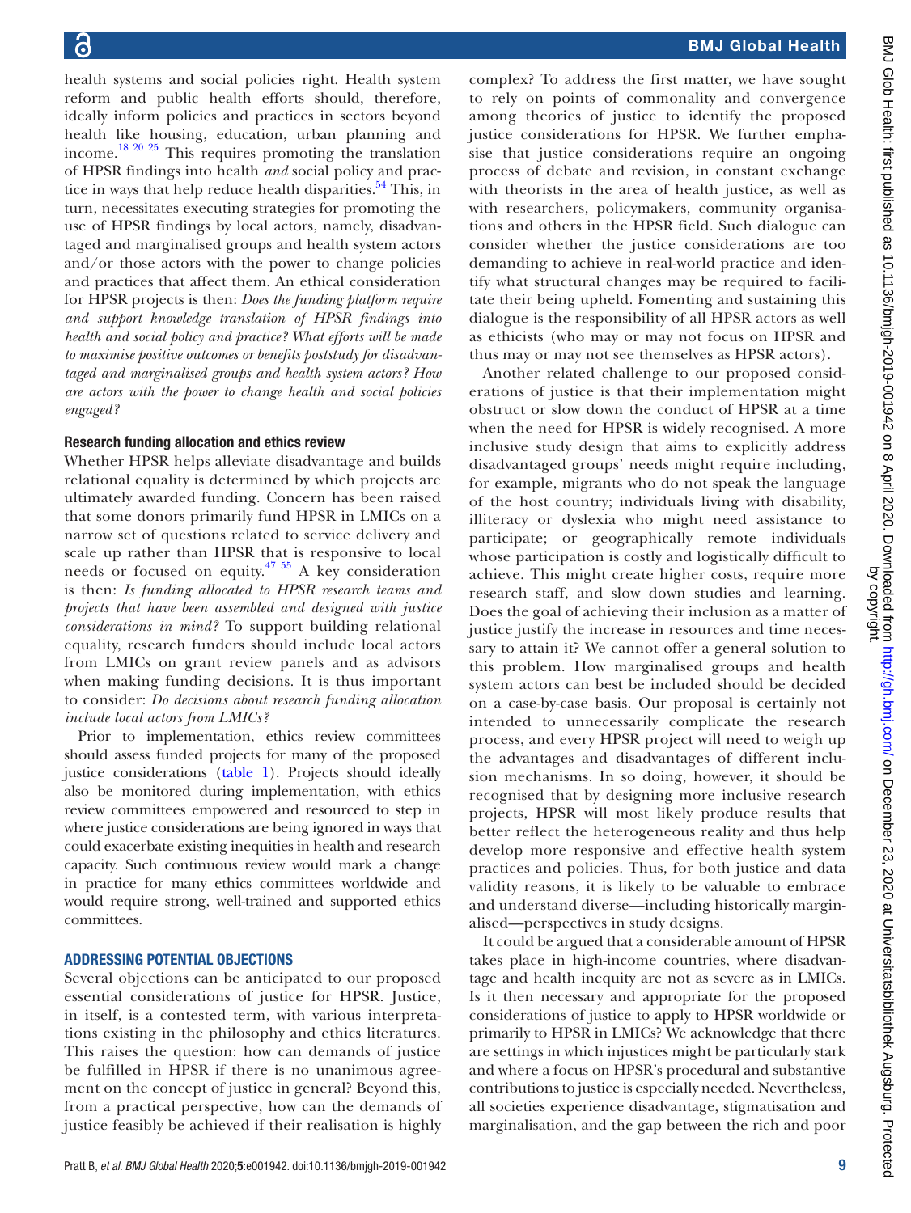health systems and social policies right. Health system reform and public health efforts should, therefore, ideally inform policies and practices in sectors beyond health like housing, education, urban planning and income.[18 20 25] This requires promoting the translation of HPSR findings into health *and* social policy and practice in ways that help reduce health disparities.[54] This, in turn, necessitates executing strategies for promoting the use of HPSR findings by local actors, namely, disadvantaged and marginalised groups and health system actors and/or those actors with the power to change policies and practices that affect them. An ethical consideration for HPSR projects is then: *Does the funding platform require and support knowledge translation of HPSR findings into health and social policy and practice? What efforts will be made to maximise positive outcomes or benefits poststudy for disadvantaged and marginalised groups and health system actors? How are actors with the power to change health and social policies engaged?*

### Research funding allocation and ethics review

Whether HPSR helps alleviate disadvantage and builds relational equality is determined by which projects are ultimately awarded funding. Concern has been raised that some donors primarily fund HPSR in LMICs on a narrow set of questions related to service delivery and scale up rather than HPSR that is responsive to local needs or focused on equity.[47 55] A key consideration is then: *Is funding allocated to HPSR research teams and projects that have been assembled and designed with justice considerations in mind?* To support building relational equality, research funders should include local actors from LMICs on grant review panels and as advisors when making funding decisions. It is thus important to consider: *Do decisions about research funding allocation include local actors from LMICs?*

Prior to implementation, ethics review committees should assess funded projects for many of the proposed justice considerations (table 1). Projects should ideally also be monitored during implementation, with ethics review committees empowered and resourced to step in where justice considerations are being ignored in ways that could exacerbate existing inequities in health and research capacity. Such continuous review would mark a change in practice for many ethics committees worldwide and would require strong, well-trained and supported ethics committees.

## ADDRESSING POTENTIAL OBJECTIONS

Several objections can be anticipated to our proposed essential considerations of justice for HPSR. Justice, in itself, is a contested term, with various interpretations existing in the philosophy and ethics literatures. This raises the question: how can demands of justice be fulfilled in HPSR if there is no unanimous agreement on the concept of justice in general? Beyond this, from a practical perspective, how can the demands of justice feasibly be achieved if their realisation is highly complex? To address the first matter, we have sought to rely on points of commonality and convergence among theories of justice to identify the proposed justice considerations for HPSR. We further emphasise that justice considerations require an ongoing process of debate and revision, in constant exchange with theorists in the area of health justice, as well as with researchers, policymakers, community organisations and others in the HPSR field. Such dialogue can consider whether the justice considerations are too demanding to achieve in real-world practice and identify what structural changes may be required to facilitate their being upheld. Fomenting and sustaining this dialogue is the responsibility of all HPSR actors as well as ethicists (who may or may not focus on HPSR and thus may or may not see themselves as HPSR actors).

Another related challenge to our proposed considerations of justice is that their implementation might obstruct or slow down the conduct of HPSR at a time when the need for HPSR is widely recognised. A more inclusive study design that aims to explicitly address disadvantaged groups' needs might require including, for example, migrants who do not speak the language of the host country; individuals living with disability, illiteracy or dyslexia who might need assistance to participate; or geographically remote individuals whose participation is costly and logistically difficult to achieve. This might create higher costs, require more research staff, and slow down studies and learning. Does the goal of achieving their inclusion as a matter of justice justify the increase in resources and time necessary to attain it? We cannot offer a general solution to this problem. How marginalised groups and health system actors can best be included should be decided on a case-by-case basis. Our proposal is certainly not intended to unnecessarily complicate the research process, and every HPSR project will need to weigh up the advantages and disadvantages of different inclusion mechanisms. In so doing, however, it should be recognised that by designing more inclusive research projects, HPSR will most likely produce results that better reflect the heterogeneous reality and thus help develop more responsive and effective health system practices and policies. Thus, for both justice and data validity reasons, it is likely to be valuable to embrace and understand diverse—including historically marginalised—perspectives in study designs.

It could be argued that a considerable amount of HPSR takes place in high-income countries, where disadvantage and health inequity are not as severe as in LMICs. Is it then necessary and appropriate for the proposed considerations of justice to apply to HPSR worldwide or primarily to HPSR in LMICs? We acknowledge that there are settings in which injustices might be particularly stark and where a focus on HPSR's procedural and substantive contributions to justice is especially needed. Nevertheless, all societies experience disadvantage, stigmatisation and marginalisation, and the gap between the rich and poor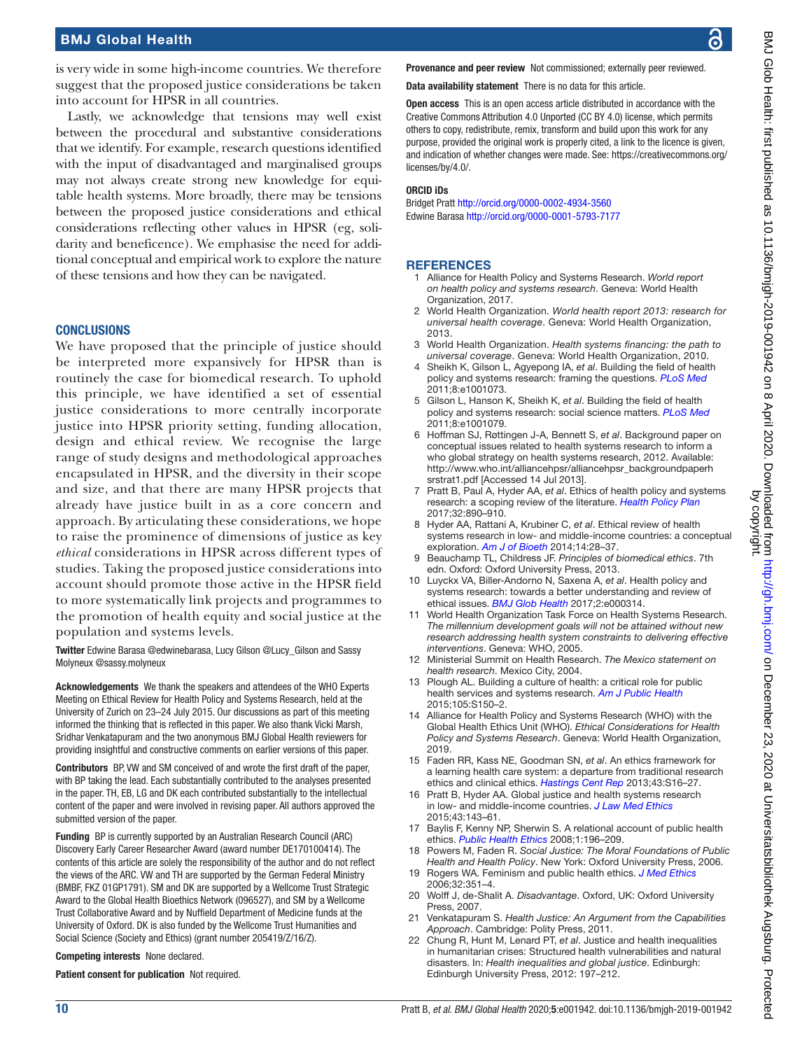is very wide in some high-income countries. We therefore suggest that the proposed justice considerations be taken into account for HPSR in all countries.

Lastly, we acknowledge that tensions may well exist between the procedural and substantive considerations that we identify. For example, research questions identified with the input of disadvantaged and marginalised groups may not always create strong new knowledge for equitable health systems. More broadly, there may be tensions between the proposed justice considerations and ethical considerations reflecting other values in HPSR (eg, solidarity and beneficence). We emphasise the need for additional conceptual and empirical work to explore the nature of these tensions and how they can be navigated.

## CONCLUSIONS

We have proposed that the principle of justice should be interpreted more expansively for HPSR than is routinely the case for biomedical research. To uphold this principle, we have identified a set of essential justice considerations to more centrally incorporate justice into HPSR priority setting, funding allocation, design and ethical review. We recognise the large range of study designs and methodological approaches encapsulated in HPSR, and the diversity in their scope and size, and that there are many HPSR projects that already have justice built in as a core concern and approach. By articulating these considerations, we hope to raise the prominence of dimensions of justice as key *ethical* considerations in HPSR across different types of studies. Taking the proposed justice considerations into account should promote those active in the HPSR field to more systematically link projects and programmes to the promotion of health equity and social justice at the population and systems levels.

**Twitter** Edwine Barasa @edwinebarasa, Lucy Gilson @Lucy_Gilson and Sassy Molyneux @sassy.molyneux

**Acknowledgements** We thank the speakers and attendees of the WHO Experts Meeting on Ethical Review for Health Policy and Systems Research, held at the University of Zurich on 23–24 July 2015. Our discussions as part of this meeting informed the thinking that is reflected in this paper. We also thank Vicki Marsh, Sridhar Venkatapuram and the two anonymous BMJ Global Health reviewers for providing insightful and constructive comments on earlier versions of this paper.

**Contributors** BP, VW and SM conceived of and wrote the first draft of the paper, with BP taking the lead. Each substantially contributed to the analyses presented in the paper. TH, EB, LG and DK each contributed substantially to the intellectual content of the paper and were involved in revising paper. All authors approved the submitted version of the paper.

**Funding** BP is currently supported by an Australian Research Council (ARC) Discovery Early Career Researcher Award (award number DE170100414). The contents of this article are solely the responsibility of the author and do not reflect the views of the ARC. VW and TH are supported by the German Federal Ministry (BMBF, FKZ 01GP1791). SM and DK are supported by a Wellcome Trust Strategic Award to the Global Health Bioethics Network (096527), and SM by a Wellcome Trust Collaborative Award and by Nuffield Department of Medicine funds at the University of Oxford. DK is also funded by the Wellcome Trust Humanities and Social Science (Society and Ethics) (grant number 205419/Z/16/Z).

**Competing interests** None declared.

**Patient consent for publication** Not required.

**Provenance and peer review** Not commissioned; externally peer reviewed.

**Data availability statement** There is no data for this article.

**Open access** This is an open access article distributed in accordance with the Creative Commons Attribution 4.0 Unported (CC BY 4.0) license, which permits others to copy, redistribute, remix, transform and build upon this work for any purpose, provided the original work is properly cited, a link to the licence is given, and indication of whether changes were made. See: https://creativecommons.org/licenses/by/4.0/.

**ORCID iDs**

Bridget Pratt http://orcid.org/0000-0002-4934-3560
Edwine Barasa http://orcid.org/0000-0001-5793-7177

## REFERENCES

1. Alliance for Health Policy and Systems Research. *World report on health policy and systems research*. Geneva: World Health Organization, 2017.
2. World Health Organization. *World health report 2013: research for universal health coverage*. Geneva: World Health Organization, 2013.
3. World Health Organization. *Health systems financing: the path to universal coverage*. Geneva: World Health Organization, 2010.
4. Sheikh K, Gilson L, Agyepong IA, *et al*. Building the field of health policy and systems research: framing the questions. *PLoS Med* 2011;8:e1001073.
5. Gilson L, Hanson K, Sheikh K, *et al*. Building the field of health policy and systems research: social science matters. *PLoS Med* 2011;8:e1001079.
6. Hoffman SJ, Røttingen J-A, Bennett S, *et al*. Background paper on conceptual issues related to health systems research to inform a who global strategy on health systems research, 2012. Available: http://www.who.int/alliancehpsr/alliancehpsr_backgroundpaperhsrstrat1.pdf [Accessed 14 Jul 2013].
7. Pratt B, Paul A, Hyder AA, *et al*. Ethics of health policy and systems research: a scoping review of the literature. *Health Policy Plan* 2017;32:890–910.
8. Hyder AA, Rattani A, Krubiner C, *et al*. Ethical review of health systems research in low- and middle-income countries: a conceptual exploration. *Am J of Bioeth* 2014;14:28–37.
9. Beauchamp TL, Childress JF. *Principles of biomedical ethics*. 7th edn. Oxford: Oxford University Press, 2013.
10. Luyckx VA, Biller-Andorno N, Saxena A, *et al*. Health policy and systems research: towards a better understanding and review of ethical issues. *BMJ Glob Health* 2017;2:e000314.
11. World Health Organization Task Force on Health Systems Research. *The millennium development goals will not be attained without new research addressing health system constraints to delivering effective interventions*. Geneva: WHO, 2005.
12. Ministerial Summit on Health Research. *The Mexico statement on health research*. Mexico City, 2004.
13. Plough AL. Building a culture of health: a critical role for public health services and systems research. *Am J Public Health* 2015;105:S150–2.
14. Alliance for Health Policy and Systems Research (WHO) with the Global Health Ethics Unit (WHO). *Ethical Considerations for Health Policy and Systems Research*. Geneva: World Health Organization, 2019.
15. Faden RR, Kass NE, Goodman SN, *et al*. An ethics framework for a learning health care system: a departure from traditional research ethics and clinical ethics. *Hastings Cent Rep* 2013;43:S16–27.
16. Pratt B, Hyder AA. Global justice and health systems research in low- and middle-income countries. *J Law Med Ethics* 2015;43:143–61.
17. Baylis F, Kenny NP, Sherwin S. A relational account of public health ethics. *Public Health Ethics* 2008;1:196–209.
18. Powers M, Faden R. *Social Justice: The Moral Foundations of Public Health and Health Policy*. New York: Oxford University Press, 2006.
19. Rogers WA. Feminism and public health ethics. *J Med Ethics* 2006;32:351–4.
20. Wolff J, de-Shalit A. *Disadvantage*. Oxford, UK: Oxford University Press, 2007.
21. Venkatapuram S. *Health Justice: An Argument from the Capabilities Approach*. Cambridge: Polity Press, 2011.
22. Chung R, Hunt M, Lenard PT, *et al*. Justice and health inequalities in humanitarian crises: Structured health vulnerabilities and natural disasters. In: *Health inequalities and global justice*. Edinburgh: Edinburgh University Press, 2012: 197–212.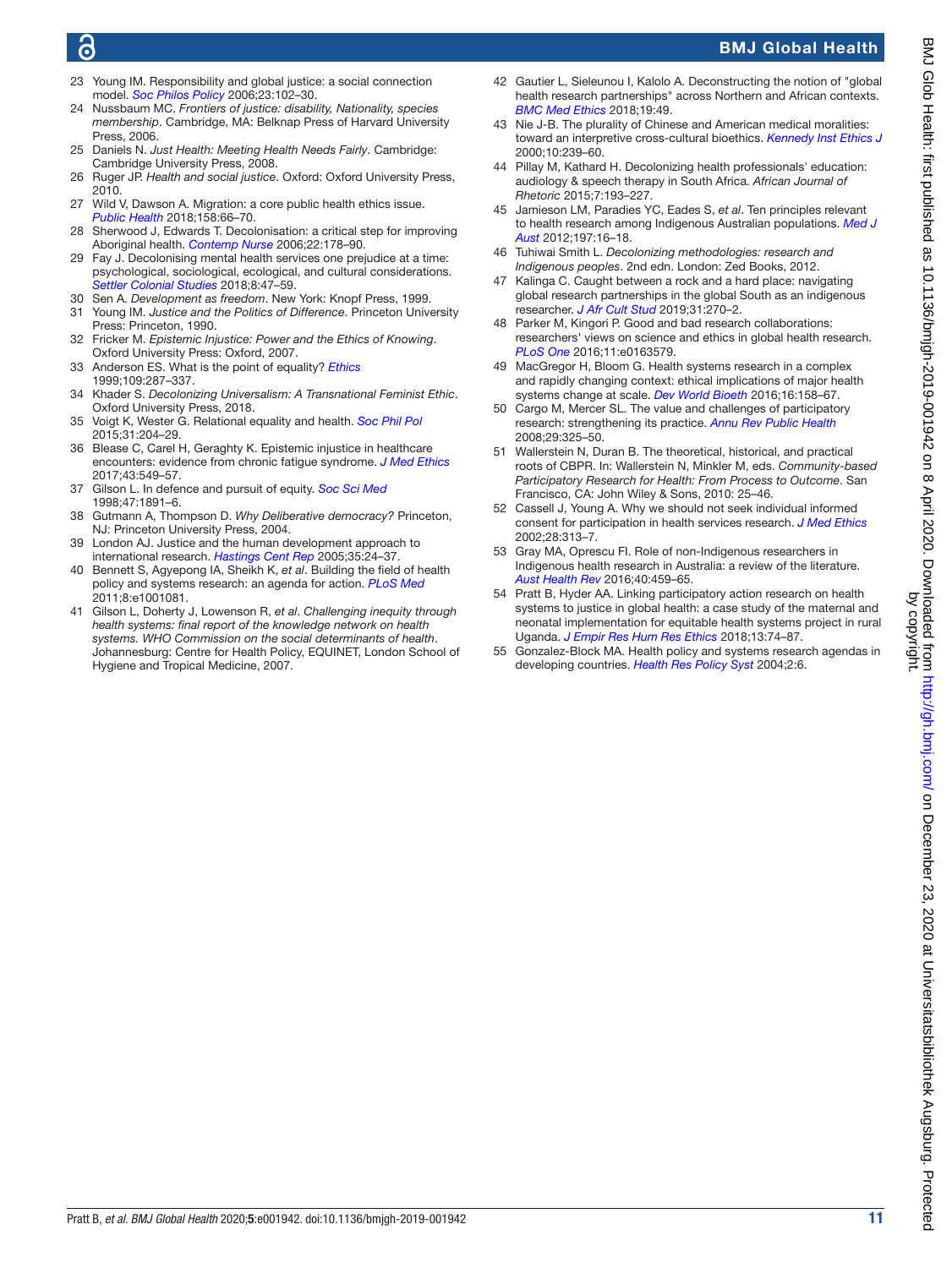23 Young IM. Responsibility and global justice: a social connection model. *Soc Philos Policy* 2006;23:102–30.
24 Nussbaum MC. *Frontiers of justice: disability, Nationality, species membership*. Cambridge, MA: Belknap Press of Harvard University Press, 2006.
25 Daniels N. *Just Health: Meeting Health Needs Fairly*. Cambridge: Cambridge University Press, 2008.
26 Ruger JP. *Health and social justice*. Oxford: Oxford University Press, 2010.
27 Wild V, Dawson A. Migration: a core public health ethics issue. *Public Health* 2018;158:66–70.
28 Sherwood J, Edwards T. Decolonisation: a critical step for improving Aboriginal health. *Contemp Nurse* 2006;22:178–90.
29 Fay J. Decolonising mental health services one prejudice at a time: psychological, sociological, ecological, and cultural considerations. *Settler Colonial Studies* 2018;8:47–59.
30 Sen A. *Development as freedom*. New York: Knopf Press, 1999.
31 Young IM. *Justice and the Politics of Difference*. Princeton University Press: Princeton, 1990.
32 Fricker M. *Epistemic Injustice: Power and the Ethics of Knowing*. Oxford University Press: Oxford, 2007.
33 Anderson ES. What is the point of equality? *Ethics* 1999;109:287–337.
34 Khader S. *Decolonizing Universalism: A Transnational Feminist Ethic*. Oxford University Press, 2018.
35 Voigt K, Wester G. Relational equality and health. *Soc Phil Pol* 2015;31:204–29.
36 Blease C, Carel H, Geraghty K. Epistemic injustice in healthcare encounters: evidence from chronic fatigue syndrome. *J Med Ethics* 2017;43:549–57.
37 Gilson L. In defence and pursuit of equity. *Soc Sci Med* 1998;47:1891–6.
38 Gutmann A, Thompson D. *Why Deliberative democracy?* Princeton, NJ: Princeton University Press, 2004.
39 London AJ. Justice and the human development approach to international research. *Hastings Cent Rep* 2005;35:24–37.
40 Bennett S, Agyepong IA, Sheikh K, *et al*. Building the field of health policy and systems research: an agenda for action. *PLoS Med* 2011;8:e1001081.
41 Gilson L, Doherty J, Lowenson R, *et al*. *Challenging inequity through health systems: final report of the knowledge network on health systems. WHO Commission on the social determinants of health*. Johannesburg: Centre for Health Policy, EQUINET, London School of Hygiene and Tropical Medicine, 2007.
42 Gautier L, Sieleunou I, Kalolo A. Deconstructing the notion of "global health research partnerships" across Northern and African contexts. *BMC Med Ethics* 2018;19:49.
43 Nie J-B. The plurality of Chinese and American medical moralities: toward an interpretive cross-cultural bioethics. *Kennedy Inst Ethics J* 2000;10:239–60.
44 Pillay M, Kathard H. Decolonizing health professionals' education: audiology & speech therapy in South Africa. *African Journal of Rhetoric* 2015;7:193–227.
45 Jamieson LM, Paradies YC, Eades S, *et al*. Ten principles relevant to health research among Indigenous Australian populations. *Med J Aust* 2012;197:16–18.
46 Tuhiwai Smith L. *Decolonizing methodologies: research and Indigenous peoples*. 2nd edn. London: Zed Books, 2012.
47 Kalinga C. Caught between a rock and a hard place: navigating global research partnerships in the global South as an indigenous researcher. *J Afr Cult Stud* 2019;31:270–2.
48 Parker M, Kingori P. Good and bad research collaborations: researchers' views on science and ethics in global health research. *PLoS One* 2016;11:e0163579.
49 MacGregor H, Bloom G. Health systems research in a complex and rapidly changing context: ethical implications of major health systems change at scale. *Dev World Bioeth* 2016;16:158–67.
50 Cargo M, Mercer SL. The value and challenges of participatory research: strengthening its practice. *Annu Rev Public Health* 2008;29:325–50.
51 Wallerstein N, Duran B. The theoretical, historical, and practical roots of CBPR. In: Wallerstein N, Minkler M, eds. *Community-based Participatory Research for Health: From Process to Outcome*. San Francisco, CA: John Wiley & Sons, 2010: 25–46.
52 Cassell J, Young A. Why we should not seek individual informed consent for participation in health services research. *J Med Ethics* 2002;28:313–7.
53 Gray MA, Oprescu FI. Role of non-Indigenous researchers in Indigenous health research in Australia: a review of the literature. *Aust Health Rev* 2016;40:459–65.
54 Pratt B, Hyder AA. Linking participatory action research on health systems to justice in global health: a case study of the maternal and neonatal implementation for equitable health systems project in rural Uganda. *J Empir Res Hum Res Ethics* 2018;13:74–87.
55 Gonzalez-Block MA. Health policy and systems research agendas in developing countries. *Health Res Policy Syst* 2004;2:6.